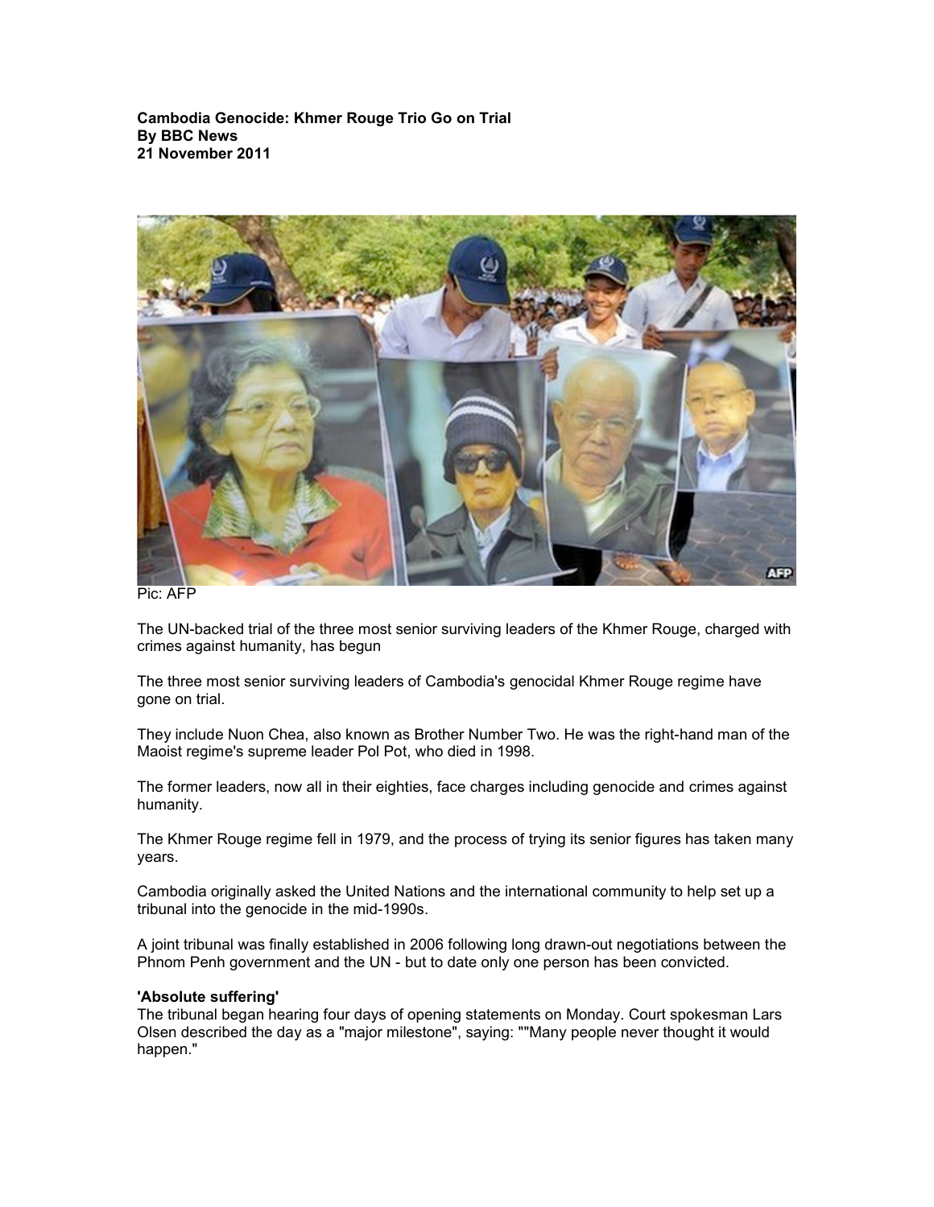**Cambodia Genocide: Khmer Rouge Trio Go on Trial**
**By BBC News**
**21 November 2011**

Pic: AFP

The UN-backed trial of the three most senior surviving leaders of the Khmer Rouge, charged with crimes against humanity, has begun

The three most senior surviving leaders of Cambodia's genocidal Khmer Rouge regime have gone on trial.

They include Nuon Chea, also known as Brother Number Two. He was the right-hand man of the Maoist regime's supreme leader Pol Pot, who died in 1998.

The former leaders, now all in their eighties, face charges including genocide and crimes against humanity.

The Khmer Rouge regime fell in 1979, and the process of trying its senior figures has taken many years.

Cambodia originally asked the United Nations and the international community to help set up a tribunal into the genocide in the mid-1990s.

A joint tribunal was finally established in 2006 following long drawn-out negotiations between the Phnom Penh government and the UN - but to date only one person has been convicted.

**'Absolute suffering'**

The tribunal began hearing four days of opening statements on Monday. Court spokesman Lars Olsen described the day as a "major milestone", saying: ""Many people never thought it would happen."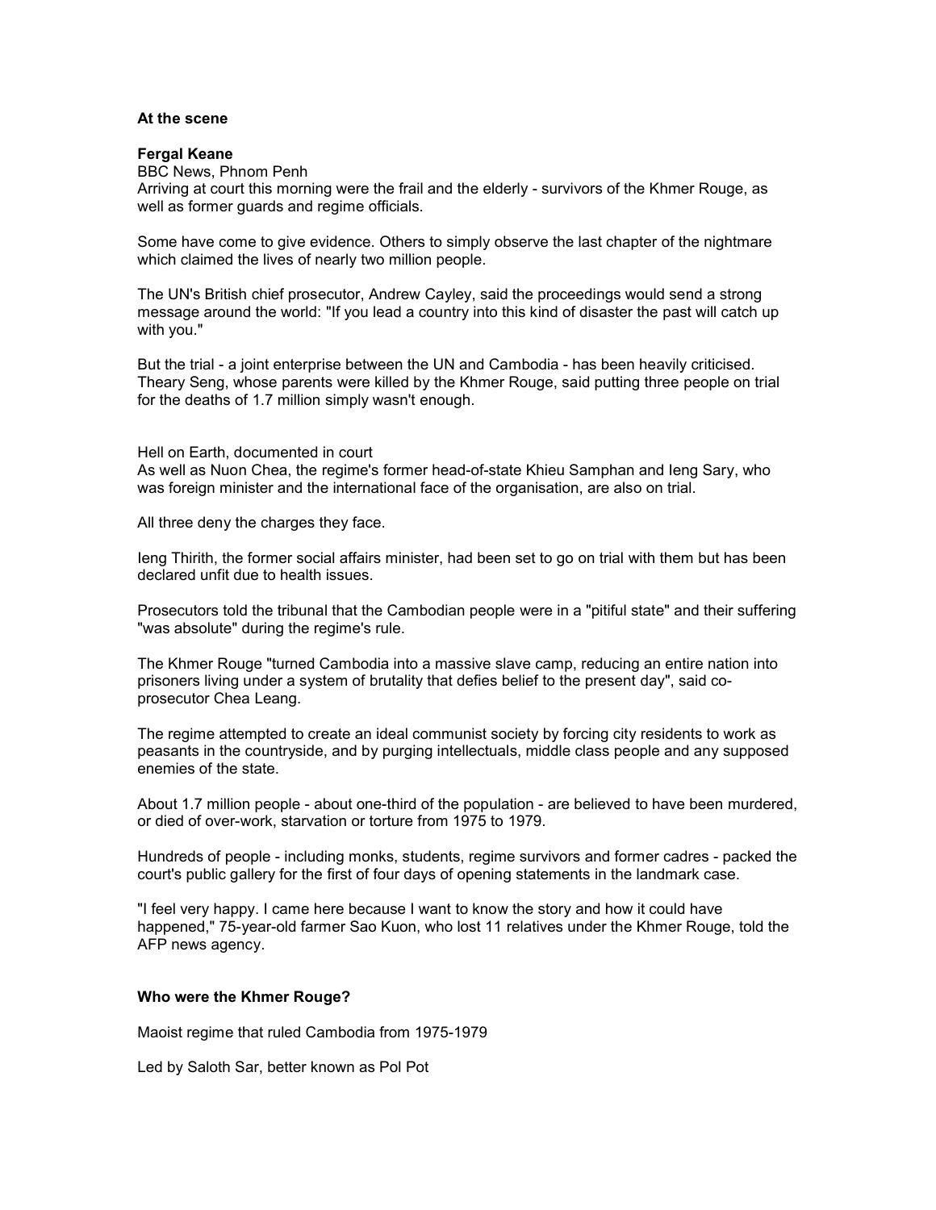**At the scene**

**Fergal Keane**

BBC News, Phnom Penh

Arriving at court this morning were the frail and the elderly - survivors of the Khmer Rouge, as well as former guards and regime officials.

Some have come to give evidence. Others to simply observe the last chapter of the nightmare which claimed the lives of nearly two million people.

The UN's British chief prosecutor, Andrew Cayley, said the proceedings would send a strong message around the world: "If you lead a country into this kind of disaster the past will catch up with you."

But the trial - a joint enterprise between the UN and Cambodia - has been heavily criticised. Theary Seng, whose parents were killed by the Khmer Rouge, said putting three people on trial for the deaths of 1.7 million simply wasn't enough.

Hell on Earth, documented in court

As well as Nuon Chea, the regime's former head-of-state Khieu Samphan and Ieng Sary, who was foreign minister and the international face of the organisation, are also on trial.

All three deny the charges they face.

Ieng Thirith, the former social affairs minister, had been set to go on trial with them but has been declared unfit due to health issues.

Prosecutors told the tribunal that the Cambodian people were in a "pitiful state" and their suffering "was absolute" during the regime's rule.

The Khmer Rouge "turned Cambodia into a massive slave camp, reducing an entire nation into prisoners living under a system of brutality that defies belief to the present day", said co-prosecutor Chea Leang.

The regime attempted to create an ideal communist society by forcing city residents to work as peasants in the countryside, and by purging intellectuals, middle class people and any supposed enemies of the state.

About 1.7 million people - about one-third of the population - are believed to have been murdered, or died of over-work, starvation or torture from 1975 to 1979.

Hundreds of people - including monks, students, regime survivors and former cadres - packed the court's public gallery for the first of four days of opening statements in the landmark case.

"I feel very happy. I came here because I want to know the story and how it could have happened," 75-year-old farmer Sao Kuon, who lost 11 relatives under the Khmer Rouge, told the AFP news agency.

**Who were the Khmer Rouge?**

Maoist regime that ruled Cambodia from 1975-1979

Led by Saloth Sar, better known as Pol Pot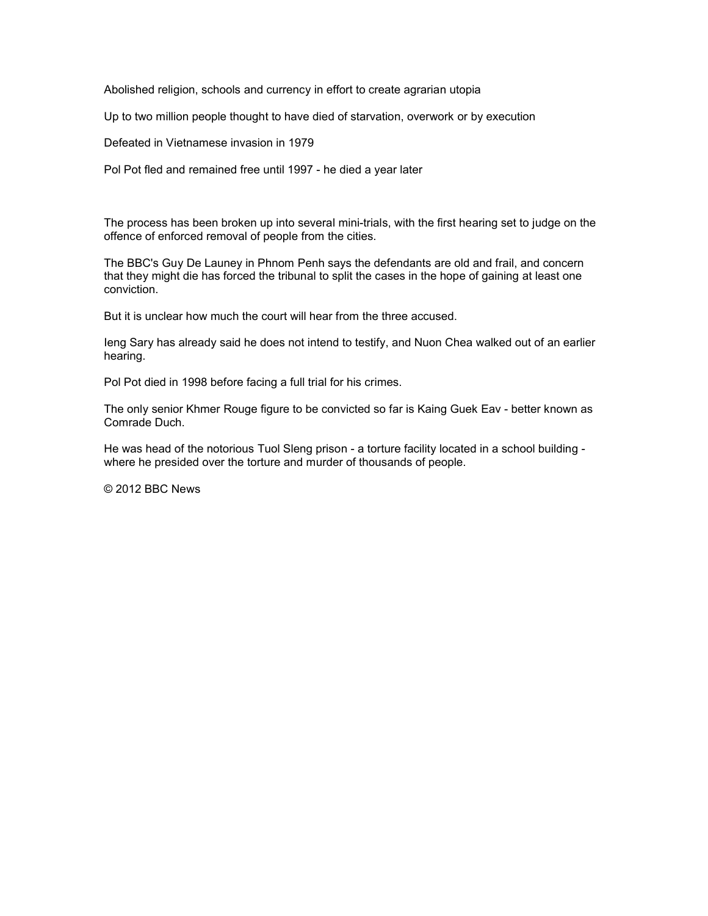Abolished religion, schools and currency in effort to create agrarian utopia

Up to two million people thought to have died of starvation, overwork or by execution

Defeated in Vietnamese invasion in 1979

Pol Pot fled and remained free until 1997 - he died a year later

The process has been broken up into several mini-trials, with the first hearing set to judge on the offence of enforced removal of people from the cities.

The BBC's Guy De Launey in Phnom Penh says the defendants are old and frail, and concern that they might die has forced the tribunal to split the cases in the hope of gaining at least one conviction.

But it is unclear how much the court will hear from the three accused.

Ieng Sary has already said he does not intend to testify, and Nuon Chea walked out of an earlier hearing.

Pol Pot died in 1998 before facing a full trial for his crimes.

The only senior Khmer Rouge figure to be convicted so far is Kaing Guek Eav - better known as Comrade Duch.

He was head of the notorious Tuol Sleng prison - a torture facility located in a school building - where he presided over the torture and murder of thousands of people.

© 2012 BBC News